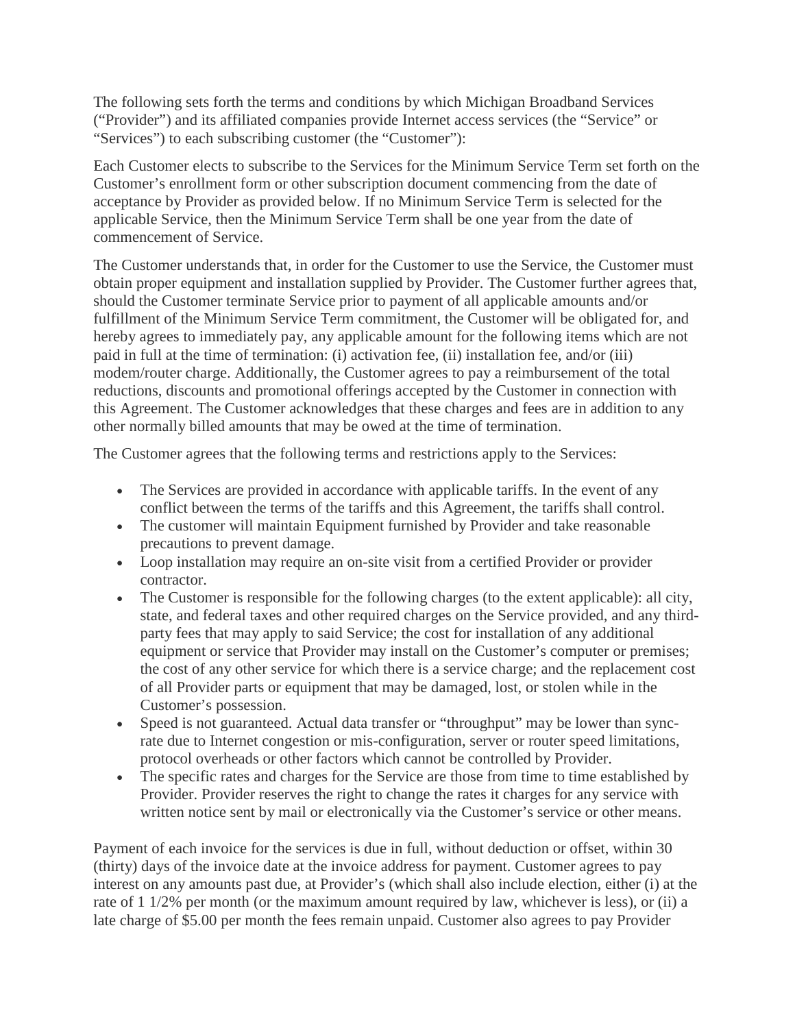The following sets forth the terms and conditions by which Michigan Broadband Services ("Provider") and its affiliated companies provide Internet access services (the "Service" or "Services") to each subscribing customer (the "Customer"):

Each Customer elects to subscribe to the Services for the Minimum Service Term set forth on the Customer's enrollment form or other subscription document commencing from the date of acceptance by Provider as provided below. If no Minimum Service Term is selected for the applicable Service, then the Minimum Service Term shall be one year from the date of commencement of Service.

The Customer understands that, in order for the Customer to use the Service, the Customer must obtain proper equipment and installation supplied by Provider. The Customer further agrees that, should the Customer terminate Service prior to payment of all applicable amounts and/or fulfillment of the Minimum Service Term commitment, the Customer will be obligated for, and hereby agrees to immediately pay, any applicable amount for the following items which are not paid in full at the time of termination: (i) activation fee, (ii) installation fee, and/or (iii) modem/router charge. Additionally, the Customer agrees to pay a reimbursement of the total reductions, discounts and promotional offerings accepted by the Customer in connection with this Agreement. The Customer acknowledges that these charges and fees are in addition to any other normally billed amounts that may be owed at the time of termination.

The Customer agrees that the following terms and restrictions apply to the Services:

- The Services are provided in accordance with applicable tariffs. In the event of any conflict between the terms of the tariffs and this Agreement, the tariffs shall control.
- The customer will maintain Equipment furnished by Provider and take reasonable precautions to prevent damage.
- Loop installation may require an on-site visit from a certified Provider or provider contractor.
- The Customer is responsible for the following charges (to the extent applicable): all city, state, and federal taxes and other required charges on the Service provided, and any third-party fees that may apply to said Service; the cost for installation of any additional equipment or service that Provider may install on the Customer's computer or premises; the cost of any other service for which there is a service charge; and the replacement cost of all Provider parts or equipment that may be damaged, lost, or stolen while in the Customer's possession.
- Speed is not guaranteed. Actual data transfer or "throughput" may be lower than sync-rate due to Internet congestion or mis-configuration, server or router speed limitations, protocol overheads or other factors which cannot be controlled by Provider.
- The specific rates and charges for the Service are those from time to time established by Provider. Provider reserves the right to change the rates it charges for any service with written notice sent by mail or electronically via the Customer's service or other means.

Payment of each invoice for the services is due in full, without deduction or offset, within 30 (thirty) days of the invoice date at the invoice address for payment. Customer agrees to pay interest on any amounts past due, at Provider's (which shall also include election, either (i) at the rate of 1 1/2% per month (or the maximum amount required by law, whichever is less), or (ii) a late charge of $5.00 per month the fees remain unpaid. Customer also agrees to pay Provider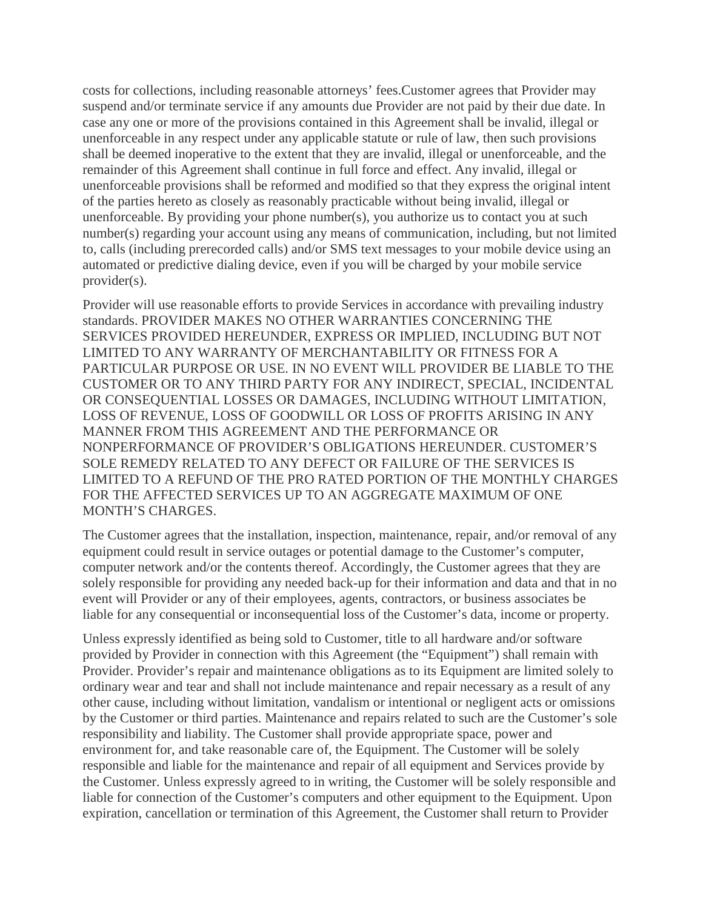costs for collections, including reasonable attorneys' fees.Customer agrees that Provider may suspend and/or terminate service if any amounts due Provider are not paid by their due date. In case any one or more of the provisions contained in this Agreement shall be invalid, illegal or unenforceable in any respect under any applicable statute or rule of law, then such provisions shall be deemed inoperative to the extent that they are invalid, illegal or unenforceable, and the remainder of this Agreement shall continue in full force and effect. Any invalid, illegal or unenforceable provisions shall be reformed and modified so that they express the original intent of the parties hereto as closely as reasonably practicable without being invalid, illegal or unenforceable. By providing your phone number(s), you authorize us to contact you at such number(s) regarding your account using any means of communication, including, but not limited to, calls (including prerecorded calls) and/or SMS text messages to your mobile device using an automated or predictive dialing device, even if you will be charged by your mobile service provider(s).

Provider will use reasonable efforts to provide Services in accordance with prevailing industry standards. PROVIDER MAKES NO OTHER WARRANTIES CONCERNING THE SERVICES PROVIDED HEREUNDER, EXPRESS OR IMPLIED, INCLUDING BUT NOT LIMITED TO ANY WARRANTY OF MERCHANTABILITY OR FITNESS FOR A PARTICULAR PURPOSE OR USE. IN NO EVENT WILL PROVIDER BE LIABLE TO THE CUSTOMER OR TO ANY THIRD PARTY FOR ANY INDIRECT, SPECIAL, INCIDENTAL OR CONSEQUENTIAL LOSSES OR DAMAGES, INCLUDING WITHOUT LIMITATION, LOSS OF REVENUE, LOSS OF GOODWILL OR LOSS OF PROFITS ARISING IN ANY MANNER FROM THIS AGREEMENT AND THE PERFORMANCE OR NONPERFORMANCE OF PROVIDER'S OBLIGATIONS HEREUNDER. CUSTOMER'S SOLE REMEDY RELATED TO ANY DEFECT OR FAILURE OF THE SERVICES IS LIMITED TO A REFUND OF THE PRO RATED PORTION OF THE MONTHLY CHARGES FOR THE AFFECTED SERVICES UP TO AN AGGREGATE MAXIMUM OF ONE MONTH'S CHARGES.

The Customer agrees that the installation, inspection, maintenance, repair, and/or removal of any equipment could result in service outages or potential damage to the Customer's computer, computer network and/or the contents thereof. Accordingly, the Customer agrees that they are solely responsible for providing any needed back-up for their information and data and that in no event will Provider or any of their employees, agents, contractors, or business associates be liable for any consequential or inconsequential loss of the Customer's data, income or property.

Unless expressly identified as being sold to Customer, title to all hardware and/or software provided by Provider in connection with this Agreement (the "Equipment") shall remain with Provider. Provider's repair and maintenance obligations as to its Equipment are limited solely to ordinary wear and tear and shall not include maintenance and repair necessary as a result of any other cause, including without limitation, vandalism or intentional or negligent acts or omissions by the Customer or third parties. Maintenance and repairs related to such are the Customer's sole responsibility and liability. The Customer shall provide appropriate space, power and environment for, and take reasonable care of, the Equipment. The Customer will be solely responsible and liable for the maintenance and repair of all equipment and Services provide by the Customer. Unless expressly agreed to in writing, the Customer will be solely responsible and liable for connection of the Customer's computers and other equipment to the Equipment. Upon expiration, cancellation or termination of this Agreement, the Customer shall return to Provider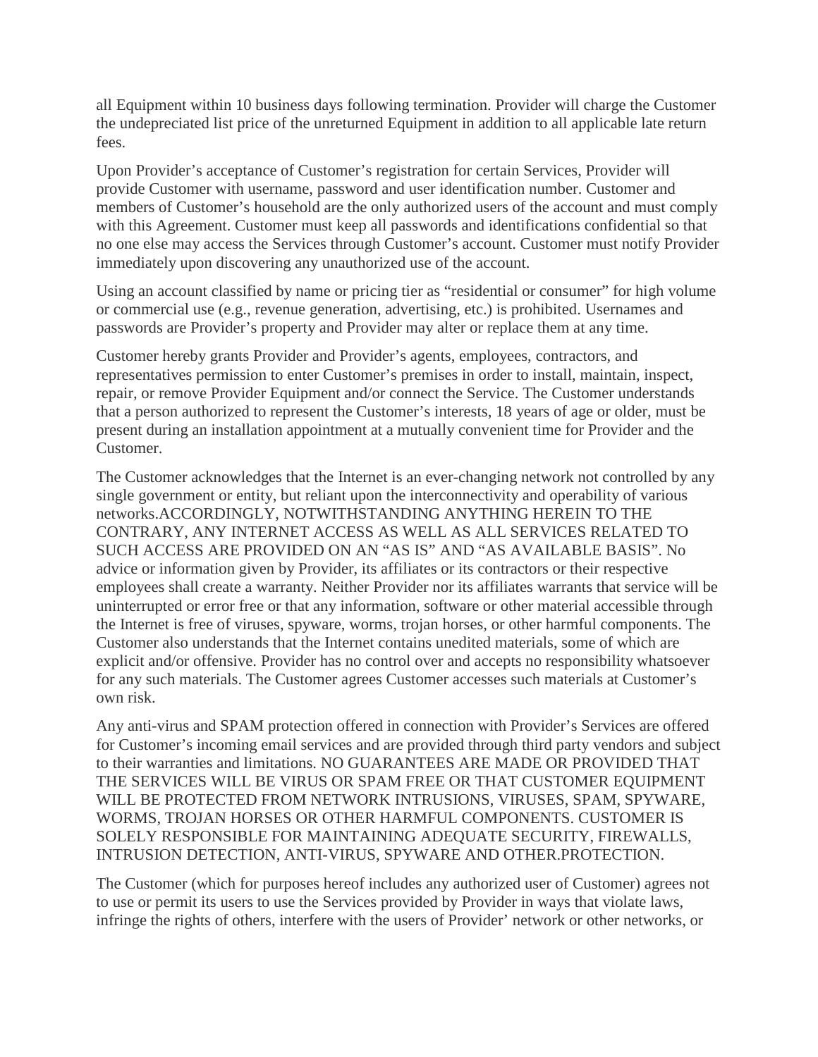all Equipment within 10 business days following termination. Provider will charge the Customer the undepreciated list price of the unreturned Equipment in addition to all applicable late return fees.

Upon Provider's acceptance of Customer's registration for certain Services, Provider will provide Customer with username, password and user identification number. Customer and members of Customer's household are the only authorized users of the account and must comply with this Agreement. Customer must keep all passwords and identifications confidential so that no one else may access the Services through Customer's account. Customer must notify Provider immediately upon discovering any unauthorized use of the account.

Using an account classified by name or pricing tier as "residential or consumer" for high volume or commercial use (e.g., revenue generation, advertising, etc.) is prohibited. Usernames and passwords are Provider's property and Provider may alter or replace them at any time.

Customer hereby grants Provider and Provider's agents, employees, contractors, and representatives permission to enter Customer's premises in order to install, maintain, inspect, repair, or remove Provider Equipment and/or connect the Service. The Customer understands that a person authorized to represent the Customer's interests, 18 years of age or older, must be present during an installation appointment at a mutually convenient time for Provider and the Customer.

The Customer acknowledges that the Internet is an ever-changing network not controlled by any single government or entity, but reliant upon the interconnectivity and operability of various networks.ACCORDINGLY, NOTWITHSTANDING ANYTHING HEREIN TO THE CONTRARY, ANY INTERNET ACCESS AS WELL AS ALL SERVICES RELATED TO SUCH ACCESS ARE PROVIDED ON AN "AS IS" AND "AS AVAILABLE BASIS". No advice or information given by Provider, its affiliates or its contractors or their respective employees shall create a warranty. Neither Provider nor its affiliates warrants that service will be uninterrupted or error free or that any information, software or other material accessible through the Internet is free of viruses, spyware, worms, trojan horses, or other harmful components. The Customer also understands that the Internet contains unedited materials, some of which are explicit and/or offensive. Provider has no control over and accepts no responsibility whatsoever for any such materials. The Customer agrees Customer accesses such materials at Customer's own risk.

Any anti-virus and SPAM protection offered in connection with Provider's Services are offered for Customer's incoming email services and are provided through third party vendors and subject to their warranties and limitations. NO GUARANTEES ARE MADE OR PROVIDED THAT THE SERVICES WILL BE VIRUS OR SPAM FREE OR THAT CUSTOMER EQUIPMENT WILL BE PROTECTED FROM NETWORK INTRUSIONS, VIRUSES, SPAM, SPYWARE, WORMS, TROJAN HORSES OR OTHER HARMFUL COMPONENTS. CUSTOMER IS SOLELY RESPONSIBLE FOR MAINTAINING ADEQUATE SECURITY, FIREWALLS, INTRUSION DETECTION, ANTI-VIRUS, SPYWARE AND OTHER.PROTECTION.

The Customer (which for purposes hereof includes any authorized user of Customer) agrees not to use or permit its users to use the Services provided by Provider in ways that violate laws, infringe the rights of others, interfere with the users of Provider' network or other networks, or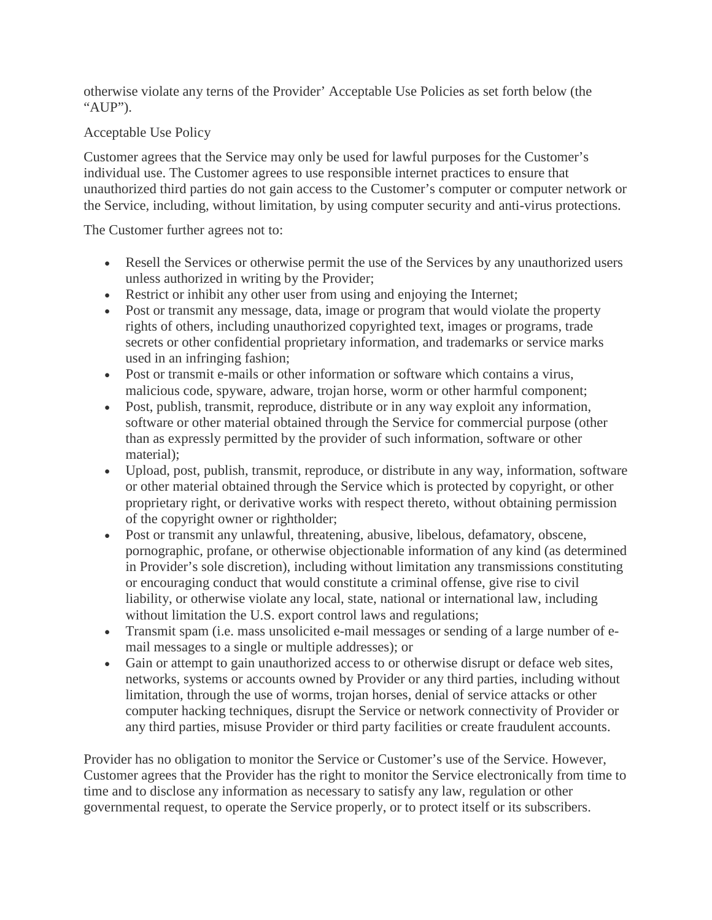otherwise violate any terns of the Provider' Acceptable Use Policies as set forth below (the "AUP").

Acceptable Use Policy

Customer agrees that the Service may only be used for lawful purposes for the Customer's individual use. The Customer agrees to use responsible internet practices to ensure that unauthorized third parties do not gain access to the Customer's computer or computer network or the Service, including, without limitation, by using computer security and anti-virus protections.

The Customer further agrees not to:

- Resell the Services or otherwise permit the use of the Services by any unauthorized users unless authorized in writing by the Provider;
- Restrict or inhibit any other user from using and enjoying the Internet;
- Post or transmit any message, data, image or program that would violate the property rights of others, including unauthorized copyrighted text, images or programs, trade secrets or other confidential proprietary information, and trademarks or service marks used in an infringing fashion;
- Post or transmit e-mails or other information or software which contains a virus, malicious code, spyware, adware, trojan horse, worm or other harmful component;
- Post, publish, transmit, reproduce, distribute or in any way exploit any information, software or other material obtained through the Service for commercial purpose (other than as expressly permitted by the provider of such information, software or other material);
- Upload, post, publish, transmit, reproduce, or distribute in any way, information, software or other material obtained through the Service which is protected by copyright, or other proprietary right, or derivative works with respect thereto, without obtaining permission of the copyright owner or rightholder;
- Post or transmit any unlawful, threatening, abusive, libelous, defamatory, obscene, pornographic, profane, or otherwise objectionable information of any kind (as determined in Provider's sole discretion), including without limitation any transmissions constituting or encouraging conduct that would constitute a criminal offense, give rise to civil liability, or otherwise violate any local, state, national or international law, including without limitation the U.S. export control laws and regulations;
- Transmit spam (i.e. mass unsolicited e-mail messages or sending of a large number of e-mail messages to a single or multiple addresses); or
- Gain or attempt to gain unauthorized access to or otherwise disrupt or deface web sites, networks, systems or accounts owned by Provider or any third parties, including without limitation, through the use of worms, trojan horses, denial of service attacks or other computer hacking techniques, disrupt the Service or network connectivity of Provider or any third parties, misuse Provider or third party facilities or create fraudulent accounts.

Provider has no obligation to monitor the Service or Customer's use of the Service. However, Customer agrees that the Provider has the right to monitor the Service electronically from time to time and to disclose any information as necessary to satisfy any law, regulation or other governmental request, to operate the Service properly, or to protect itself or its subscribers.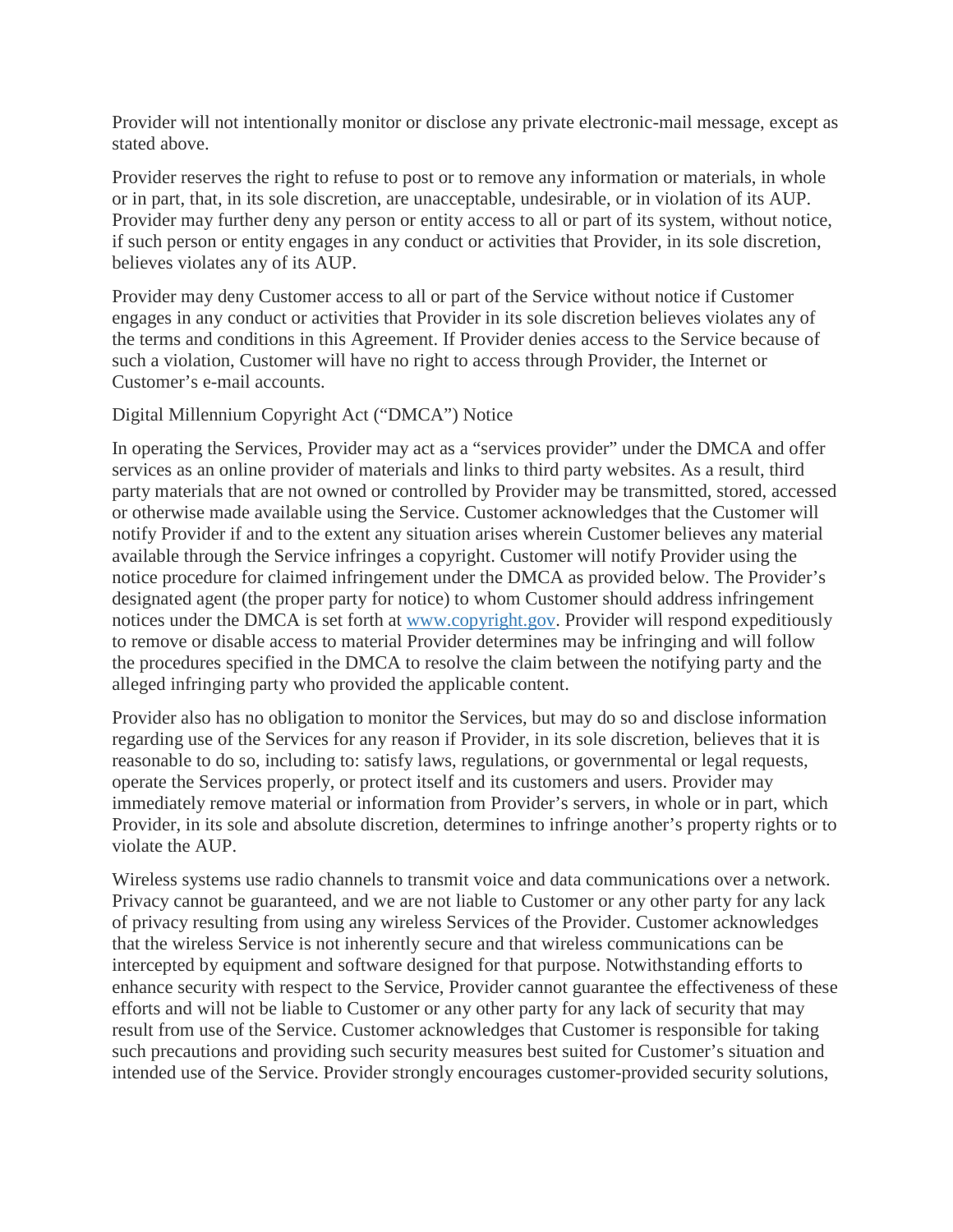Provider will not intentionally monitor or disclose any private electronic-mail message, except as stated above.

Provider reserves the right to refuse to post or to remove any information or materials, in whole or in part, that, in its sole discretion, are unacceptable, undesirable, or in violation of its AUP. Provider may further deny any person or entity access to all or part of its system, without notice, if such person or entity engages in any conduct or activities that Provider, in its sole discretion, believes violates any of its AUP.

Provider may deny Customer access to all or part of the Service without notice if Customer engages in any conduct or activities that Provider in its sole discretion believes violates any of the terms and conditions in this Agreement. If Provider denies access to the Service because of such a violation, Customer will have no right to access through Provider, the Internet or Customer's e-mail accounts.

Digital Millennium Copyright Act ("DMCA") Notice

In operating the Services, Provider may act as a "services provider" under the DMCA and offer services as an online provider of materials and links to third party websites. As a result, third party materials that are not owned or controlled by Provider may be transmitted, stored, accessed or otherwise made available using the Service. Customer acknowledges that the Customer will notify Provider if and to the extent any situation arises wherein Customer believes any material available through the Service infringes a copyright. Customer will notify Provider using the notice procedure for claimed infringement under the DMCA as provided below. The Provider's designated agent (the proper party for notice) to whom Customer should address infringement notices under the DMCA is set forth at [www.copyright.gov](http://www.copyright.gov). Provider will respond expeditiously to remove or disable access to material Provider determines may be infringing and will follow the procedures specified in the DMCA to resolve the claim between the notifying party and the alleged infringing party who provided the applicable content.

Provider also has no obligation to monitor the Services, but may do so and disclose information regarding use of the Services for any reason if Provider, in its sole discretion, believes that it is reasonable to do so, including to: satisfy laws, regulations, or governmental or legal requests, operate the Services properly, or protect itself and its customers and users. Provider may immediately remove material or information from Provider's servers, in whole or in part, which Provider, in its sole and absolute discretion, determines to infringe another's property rights or to violate the AUP.

Wireless systems use radio channels to transmit voice and data communications over a network. Privacy cannot be guaranteed, and we are not liable to Customer or any other party for any lack of privacy resulting from using any wireless Services of the Provider. Customer acknowledges that the wireless Service is not inherently secure and that wireless communications can be intercepted by equipment and software designed for that purpose. Notwithstanding efforts to enhance security with respect to the Service, Provider cannot guarantee the effectiveness of these efforts and will not be liable to Customer or any other party for any lack of security that may result from use of the Service. Customer acknowledges that Customer is responsible for taking such precautions and providing such security measures best suited for Customer's situation and intended use of the Service. Provider strongly encourages customer-provided security solutions,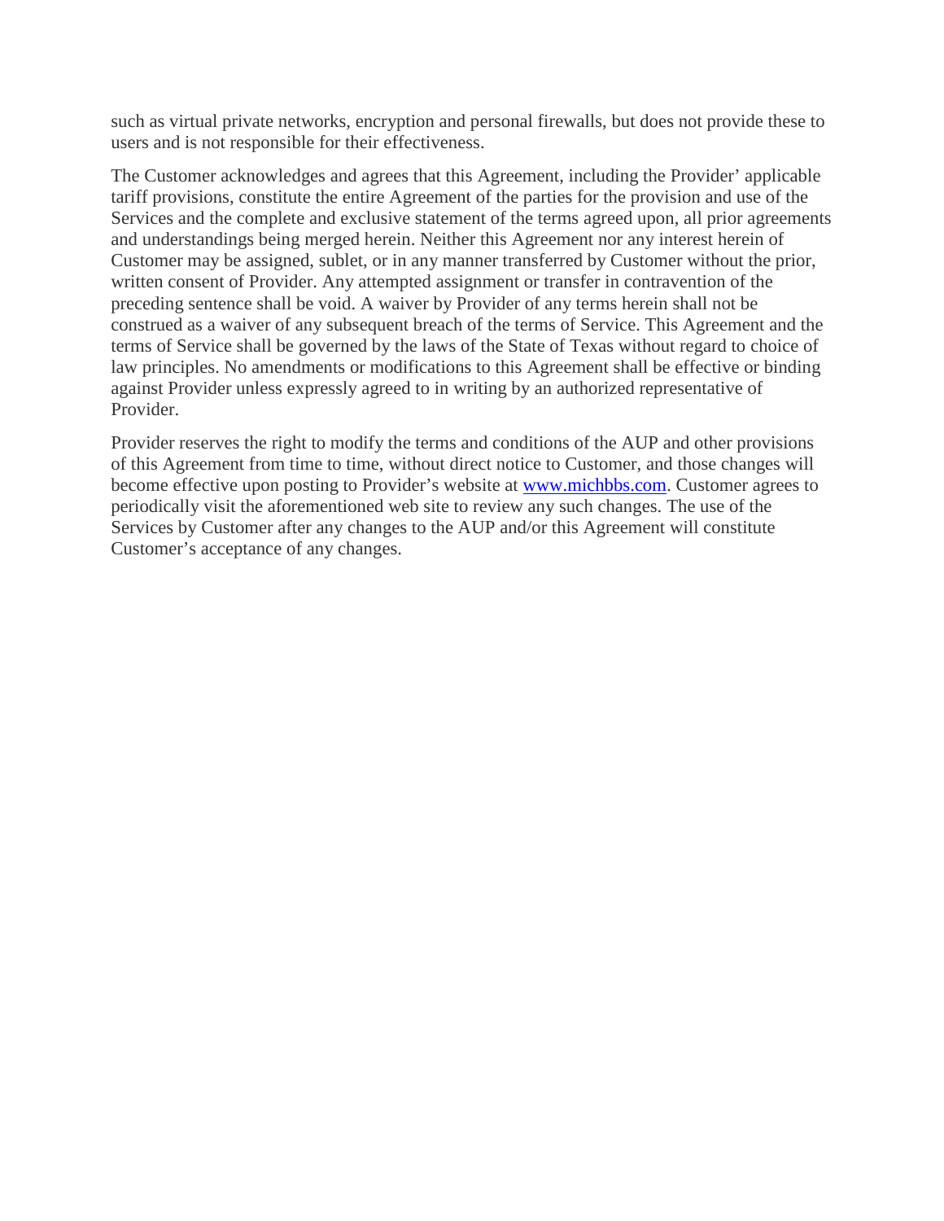such as virtual private networks, encryption and personal firewalls, but does not provide these to users and is not responsible for their effectiveness.

The Customer acknowledges and agrees that this Agreement, including the Provider' applicable tariff provisions, constitute the entire Agreement of the parties for the provision and use of the Services and the complete and exclusive statement of the terms agreed upon, all prior agreements and understandings being merged herein. Neither this Agreement nor any interest herein of Customer may be assigned, sublet, or in any manner transferred by Customer without the prior, written consent of Provider. Any attempted assignment or transfer in contravention of the preceding sentence shall be void. A waiver by Provider of any terms herein shall not be construed as a waiver of any subsequent breach of the terms of Service. This Agreement and the terms of Service shall be governed by the laws of the State of Texas without regard to choice of law principles. No amendments or modifications to this Agreement shall be effective or binding against Provider unless expressly agreed to in writing by an authorized representative of Provider.

Provider reserves the right to modify the terms and conditions of the AUP and other provisions of this Agreement from time to time, without direct notice to Customer, and those changes will become effective upon posting to Provider's website at [www.michbbs.com](http://www.michbbs.com). Customer agrees to periodically visit the aforementioned web site to review any such changes. The use of the Services by Customer after any changes to the AUP and/or this Agreement will constitute Customer's acceptance of any changes.